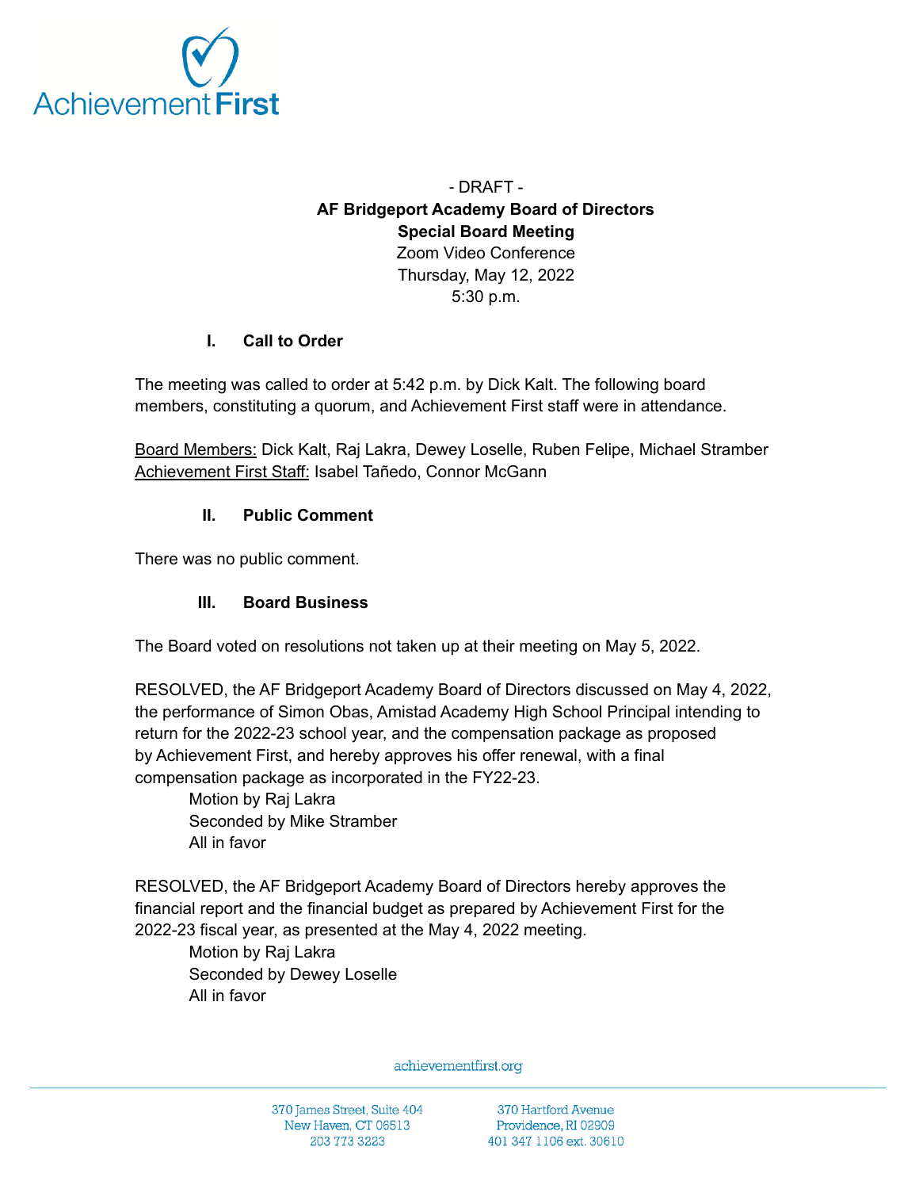- DRAFT -

**AF Bridgeport Academy Board of Directors**
**Special Board Meeting**
Zoom Video Conference
Thursday, May 12, 2022
5:30 p.m.

## I. Call to Order

The meeting was called to order at 5:42 p.m. by Dick Kalt. The following board members, constituting a quorum, and Achievement First staff were in attendance.

Board Members: Dick Kalt, Raj Lakra, Dewey Loselle, Ruben Felipe, Michael Stramber
Achievement First Staff: Isabel Tañedo, Connor McGann

## II. Public Comment

There was no public comment.

## III. Board Business

The Board voted on resolutions not taken up at their meeting on May 5, 2022.

RESOLVED, the AF Bridgeport Academy Board of Directors discussed on May 4, 2022, the performance of Simon Obas, Amistad Academy High School Principal intending to return for the 2022-23 school year, and the compensation package as proposed by Achievement First, and hereby approves his offer renewal, with a final compensation package as incorporated in the FY22-23.

Motion by Raj Lakra
Seconded by Mike Stramber
All in favor

RESOLVED, the AF Bridgeport Academy Board of Directors hereby approves the financial report and the financial budget as prepared by Achievement First for the 2022-23 fiscal year, as presented at the May 4, 2022 meeting.

Motion by Raj Lakra
Seconded by Dewey Loselle
All in favor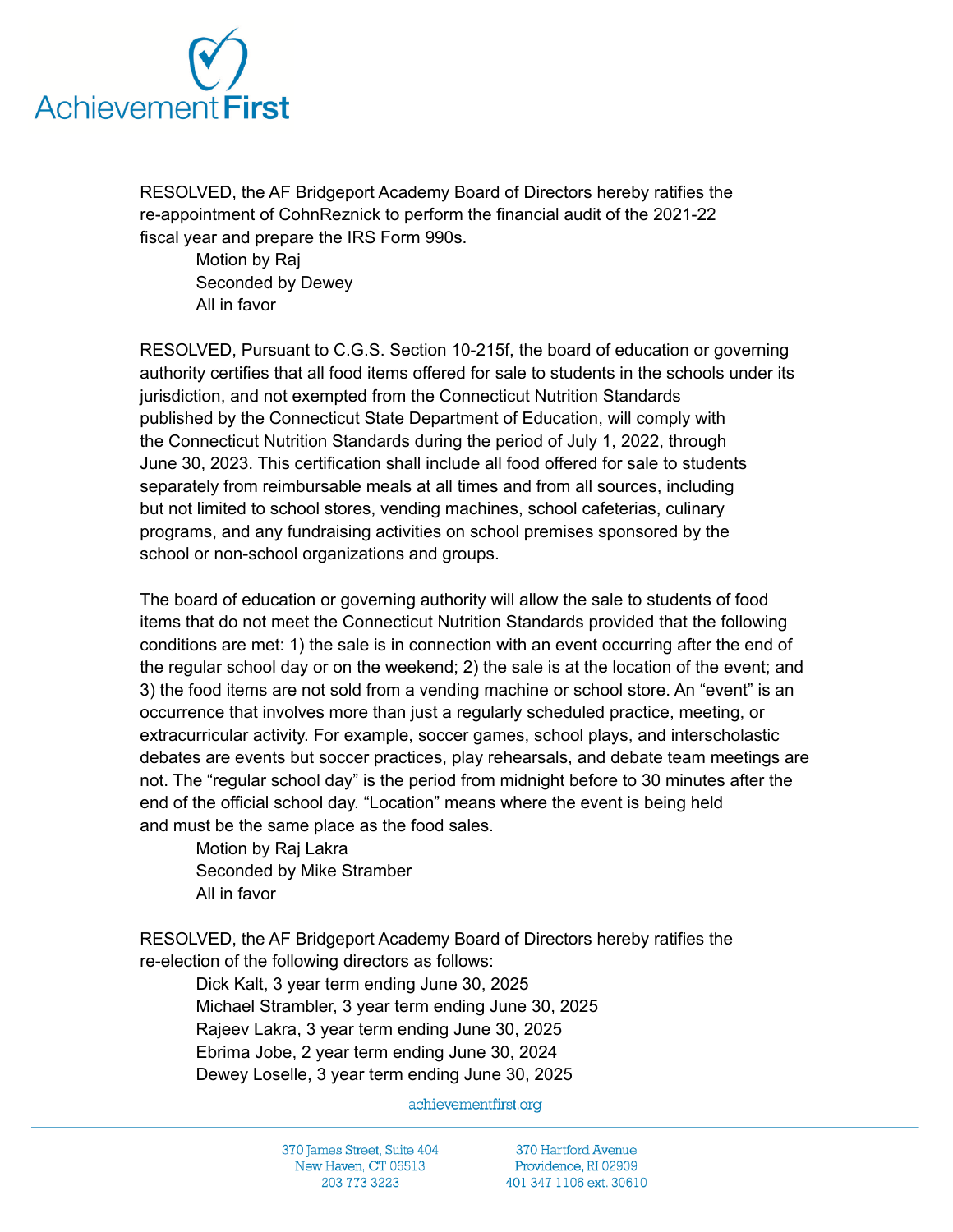RESOLVED, the AF Bridgeport Academy Board of Directors hereby ratifies the re-appointment of CohnReznick to perform the financial audit of the 2021-22 fiscal year and prepare the IRS Form 990s.

Motion by Raj
Seconded by Dewey
All in favor

RESOLVED, Pursuant to C.G.S. Section 10-215f, the board of education or governing authority certifies that all food items offered for sale to students in the schools under its jurisdiction, and not exempted from the Connecticut Nutrition Standards published by the Connecticut State Department of Education, will comply with the Connecticut Nutrition Standards during the period of July 1, 2022, through June 30, 2023. This certification shall include all food offered for sale to students separately from reimbursable meals at all times and from all sources, including but not limited to school stores, vending machines, school cafeterias, culinary programs, and any fundraising activities on school premises sponsored by the school or non-school organizations and groups.

The board of education or governing authority will allow the sale to students of food items that do not meet the Connecticut Nutrition Standards provided that the following conditions are met: 1) the sale is in connection with an event occurring after the end of the regular school day or on the weekend; 2) the sale is at the location of the event; and 3) the food items are not sold from a vending machine or school store. An "event" is an occurrence that involves more than just a regularly scheduled practice, meeting, or extracurricular activity. For example, soccer games, school plays, and interscholastic debates are events but soccer practices, play rehearsals, and debate team meetings are not. The "regular school day" is the period from midnight before to 30 minutes after the end of the official school day. "Location" means where the event is being held and must be the same place as the food sales.

Motion by Raj Lakra
Seconded by Mike Stramber
All in favor

RESOLVED, the AF Bridgeport Academy Board of Directors hereby ratifies the re-election of the following directors as follows:

Dick Kalt, 3 year term ending June 30, 2025
Michael Strambler, 3 year term ending June 30, 2025
Rajeev Lakra, 3 year term ending June 30, 2025
Ebrima Jobe, 2 year term ending June 30, 2024
Dewey Loselle, 3 year term ending June 30, 2025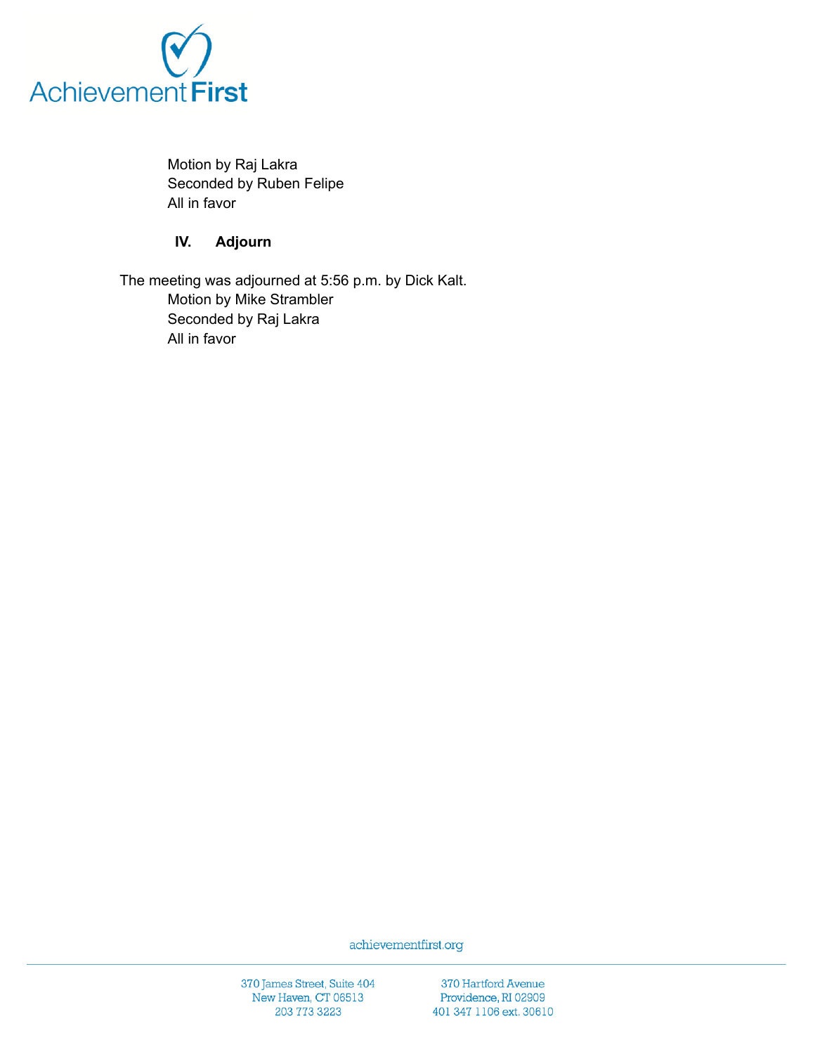Motion by Raj Lakra
Seconded by Ruben Felipe
All in favor

### IV. Adjourn

The meeting was adjourned at 5:56 p.m. by Dick Kalt.
Motion by Mike Strambler
Seconded by Raj Lakra
All in favor